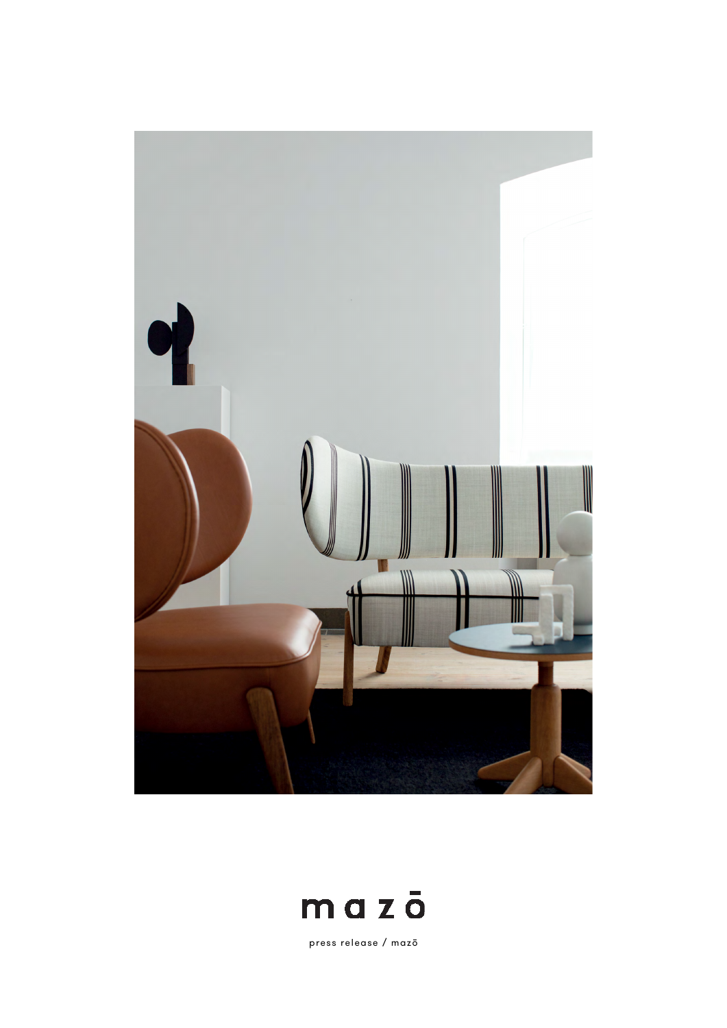# mazō

press release / mazō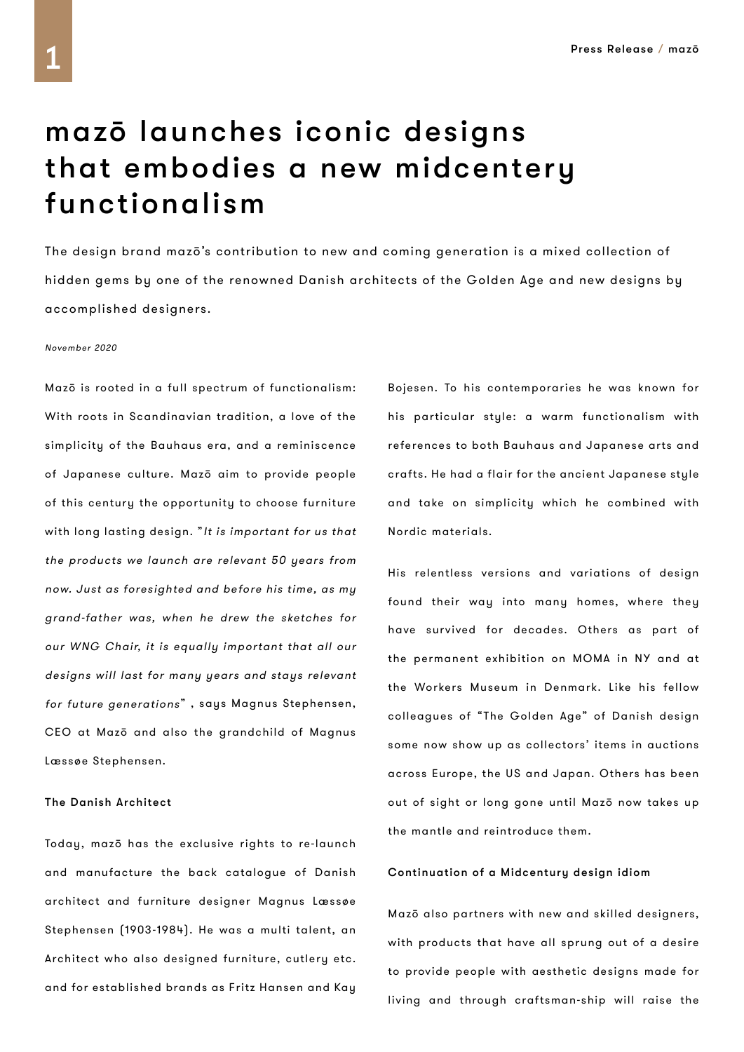# mazō launches iconic designs that embodies a new midcentery functionalism

The design brand mazō's contribution to new and coming generation is a mixed collection of hidden gems by one of the renowned Danish architects of the Golden Age and new designs by accomplished designers.

*November 2020*

Mazō is rooted in a full spectrum of functionalism: With roots in Scandinavian tradition, a love of the simplicity of the Bauhaus era, and a reminiscence of Japanese culture. Mazō aim to provide people of this century the opportunity to choose furniture with long lasting design. "*It is important for us that the products we launch are relevant 50 years from now. Just as foresighted and before his time, as my grand-father was, when he drew the sketches for our WNG Chair, it is equally important that all our designs will last for many years and stays relevant for future generations*" , says Magnus Stephensen, CEO at Mazō and also the grandchild of Magnus Læssøe Stephensen.

**The Danish Architect**

Today, mazō has the exclusive rights to re-launch and manufacture the back catalogue of Danish architect and furniture designer Magnus Læssøe Stephensen (1903-1984). He was a multi talent, an Architect who also designed furniture, cutlery etc. and for established brands as Fritz Hansen and Kay Bojesen. To his contemporaries he was known for his particular style: a warm functionalism with references to both Bauhaus and Japanese arts and crafts. He had a flair for the ancient Japanese style and take on simplicity which he combined with Nordic materials.

His relentless versions and variations of design found their way into many homes, where they have survived for decades. Others as part of the permanent exhibition on MOMA in NY and at the Workers Museum in Denmark. Like his fellow colleagues of "The Golden Age" of Danish design some now show up as collectors' items in auctions across Europe, the US and Japan. Others has been out of sight or long gone until Mazō now takes up the mantle and reintroduce them.

**Continuation of a Midcentury design idiom**

Mazō also partners with new and skilled designers, with products that have all sprung out of a desire to provide people with aesthetic designs made for living and through craftsman-ship will raise the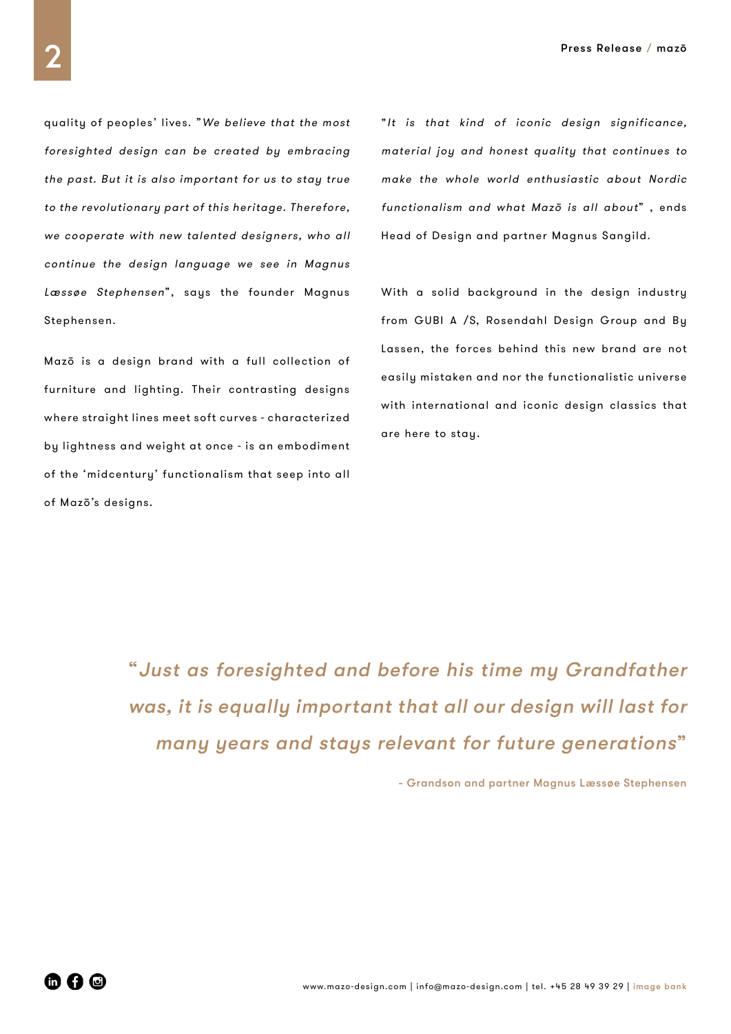quality of peoples' lives. "*We believe that the most foresighted design can be created by embracing the past. But it is also important for us to stay true to the revolutionary part of this heritage. Therefore, we cooperate with new talented designers, who all continue the design language we see in Magnus Læssøe Stephensen*", says the founder Magnus Stephensen.

Mazō is a design brand with a full collection of furniture and lighting. Their contrasting designs where straight lines meet soft curves - characterized by lightness and weight at once - is an embodiment of the 'midcentury' functionalism that seep into all of Mazō's designs.

"*It is that kind of iconic design significance, material joy and honest quality that continues to make the whole world enthusiastic about Nordic functionalism and what Mazō is all about*" , ends Head of Design and partner Magnus Sangild.

With a solid background in the design industry from GUBI A /S, Rosendahl Design Group and By Lassen, the forces behind this new brand are not easily mistaken and nor the functionalistic universe with international and iconic design classics that are here to stay.

> *"Just as foresighted and before his time my Grandfather was, it is equally important that all our design will last for many years and stays relevant for future generations"*
>
> \- Grandson and partner Magnus Læssøe Stephensen

www.mazo-design.com | info@mazo-design.com | tel. +45 28 49 39 29 | image bank